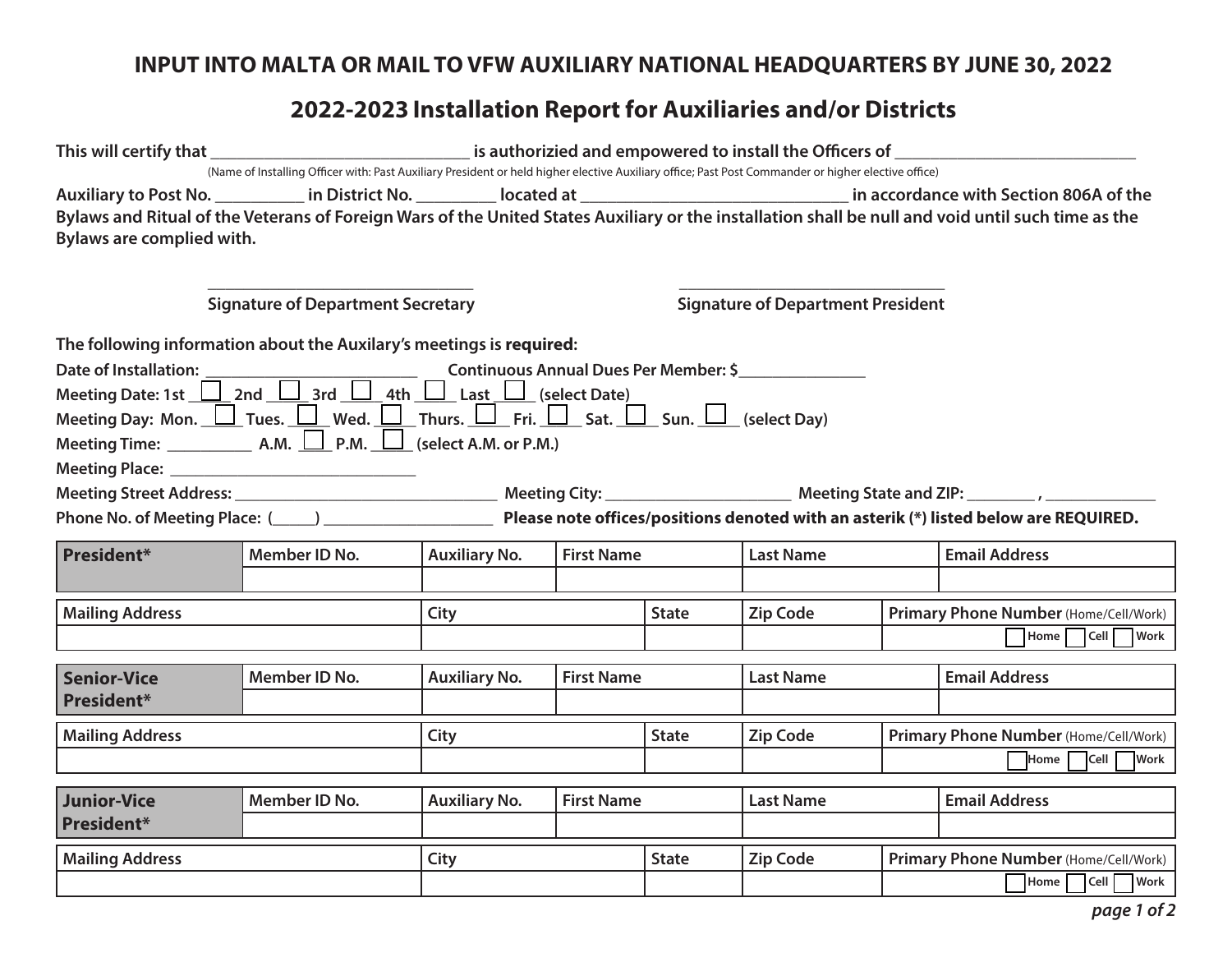**INPUT INTO MALTA OR MAIL TO VFW AUXILIARY NATIONAL HEADQUARTERS BY JUNE 30, 2022**

# 2022-2023 Installation Report for Auxiliaries and/or Districts

**This will certify that ______________________________ is authorizied and empowered to install the Officers of ___________________________**
(Name of Installing Officer with: Past Auxiliary President or held higher elective Auxiliary office; Past Post Commander or higher elective office)

**Auxiliary to Post No. __________ in District No. _________ located at _______________________________ in accordance with Section 806A of the Bylaws and Ritual of the Veterans of Foreign Wars of the United States Auxiliary or the installation shall be null and void until such time as the Bylaws are complied with.**

______________________________
**Signature of Department Secretary**

______________________________
**Signature of Department President**

**The following information about the Auxilary's meetings is required:**

**Date of Installation:** _________________________ **Continuous Annual Dues Per Member: $**_______________

**Meeting Date: 1st** ☐ **2nd** ☐ **3rd** ☐ **4th** ☐ **Last** ☐ **(select Date)**

**Meeting Day: Mon.** ☐ **Tues.** ☐ **Wed.** ☐ **Thurs.** ☐ **Fri.** ☐ **Sat.** ☐ **Sun.** ☐ **(select Day)**

**Meeting Time:** __________ **A.M.** ☐ **P.M.** ☐ **(select A.M. or P.M.)**

**Meeting Place:** ______________________________

**Meeting Street Address:** _______________________________ **Meeting City:** _____________________ **Meeting State and ZIP:** ________ , _____________

**Phone No. of Meeting Place:** (_____) ____________________ **Please note offices/positions denoted with an asterik (*) listed below are REQUIRED.**

| **President*** | Member ID No. | Auxiliary No. | First Name | Last Name | Email Address |
|---|---|---|---|---|---|
| | | | | | |

| Mailing Address | City | State | Zip Code | Primary Phone Number (Home/Cell/Work) |
|---|---|---|---|---|
| | | | | ☐ Home ☐ Cell ☐ Work |

| **Senior-Vice President*** | Member ID No. | Auxiliary No. | First Name | Last Name | Email Address |
|---|---|---|---|---|---|
| | | | | | |

| Mailing Address | City | State | Zip Code | Primary Phone Number (Home/Cell/Work) |
|---|---|---|---|---|
| | | | | ☐ Home ☐ Cell ☐ Work |

| **Junior-Vice President*** | Member ID No. | Auxiliary No. | First Name | Last Name | Email Address |
|---|---|---|---|---|---|
| | | | | | |

| Mailing Address | City | State | Zip Code | Primary Phone Number (Home/Cell/Work) |
|---|---|---|---|---|
| | | | | ☐ Home ☐ Cell ☐ Work |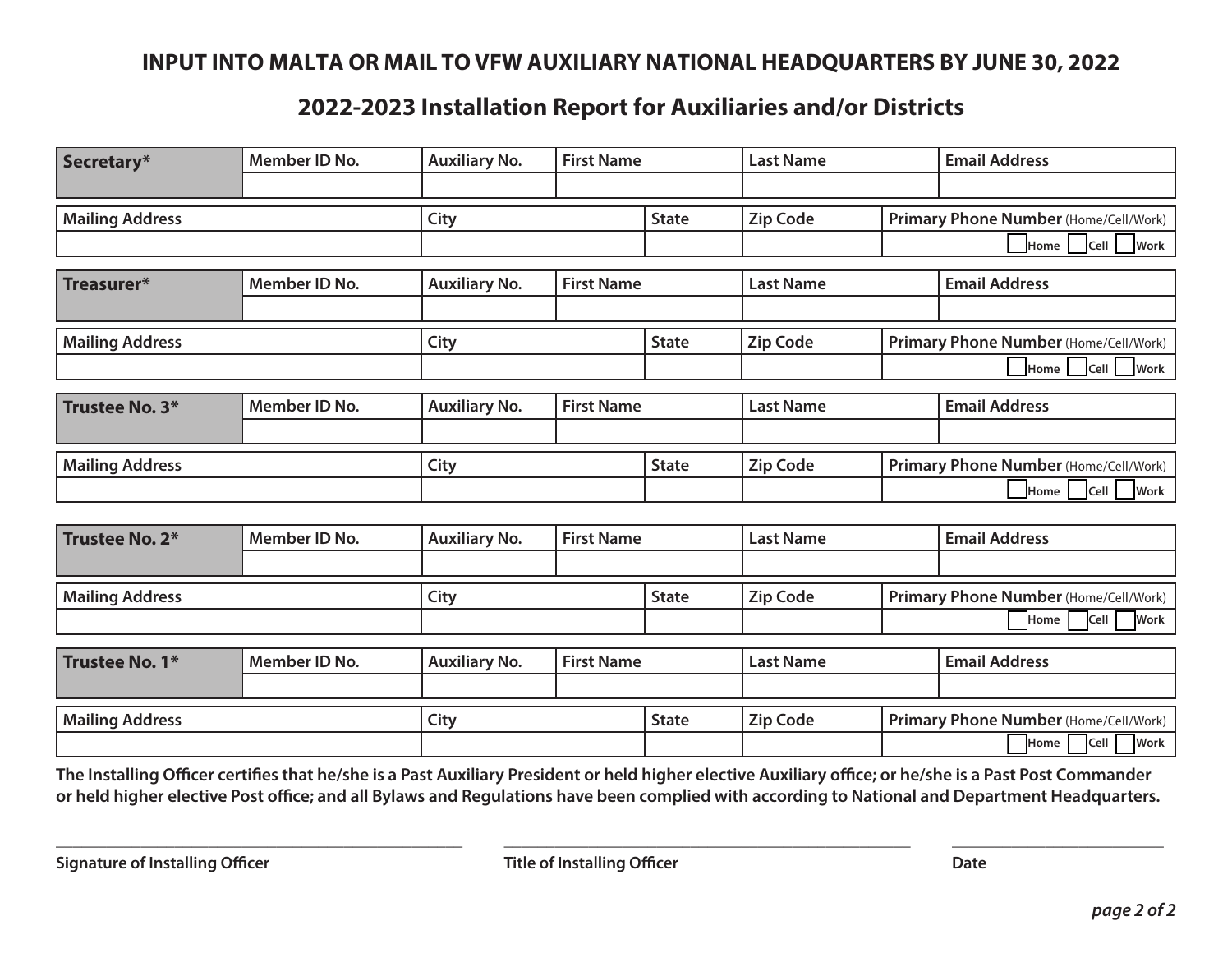**INPUT INTO MALTA OR MAIL TO VFW AUXILIARY NATIONAL HEADQUARTERS BY JUNE 30, 2022**

## 2022-2023 Installation Report for Auxiliaries and/or Districts

| Secretary* | Member ID No. | Auxiliary No. | First Name | Last Name | Email Address |
|---|---|---|---|---|---|
| | | | | | |

| Mailing Address | City | State | Zip Code | Primary Phone Number (Home/Cell/Work) |
|---|---|---|---|---|
| | | | | ☐ Home ☐ Cell ☐ Work |

| Treasurer* | Member ID No. | Auxiliary No. | First Name | Last Name | Email Address |
|---|---|---|---|---|---|
| | | | | | |

| Mailing Address | City | State | Zip Code | Primary Phone Number (Home/Cell/Work) |
|---|---|---|---|---|
| | | | | ☐ Home ☐ Cell ☐ Work |

| Trustee No. 3* | Member ID No. | Auxiliary No. | First Name | Last Name | Email Address |
|---|---|---|---|---|---|
| | | | | | |

| Mailing Address | City | State | Zip Code | Primary Phone Number (Home/Cell/Work) |
|---|---|---|---|---|
| | | | | ☐ Home ☐ Cell ☐ Work |

| Trustee No. 2* | Member ID No. | Auxiliary No. | First Name | Last Name | Email Address |
|---|---|---|---|---|---|
| | | | | | |

| Mailing Address | City | State | Zip Code | Primary Phone Number (Home/Cell/Work) |
|---|---|---|---|---|
| | | | | ☐ Home ☐ Cell ☐ Work |

| Trustee No. 1* | Member ID No. | Auxiliary No. | First Name | Last Name | Email Address |
|---|---|---|---|---|---|
| | | | | | |

| Mailing Address | City | State | Zip Code | Primary Phone Number (Home/Cell/Work) |
|---|---|---|---|---|
| | | | | ☐ Home ☐ Cell ☐ Work |

**The Installing Officer certifies that he/she is a Past Auxiliary President or held higher elective Auxiliary office; or he/she is a Past Post Commander or held higher elective Post office; and all Bylaws and Regulations have been complied with according to National and Department Headquarters.**

\_\_\_\_\_\_\_\_\_\_\_\_\_\_\_\_\_\_\_\_\_\_\_\_\_\_\_\_\_\_
**Signature of Installing Officer**

\_\_\_\_\_\_\_\_\_\_\_\_\_\_\_\_\_\_\_\_\_\_\_\_\_\_\_\_\_\_
**Title of Installing Officer**

\_\_\_\_\_\_\_\_\_\_\_\_\_\_\_\_
**Date**